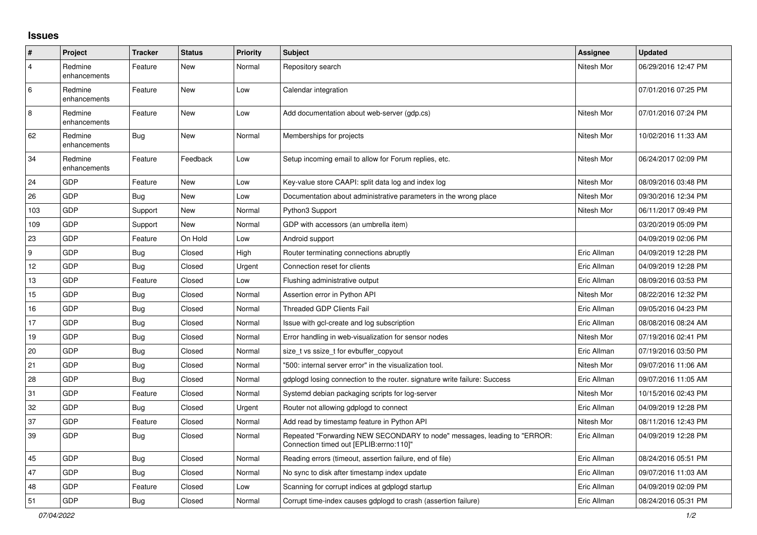## Issues

| # | Project | Tracker | Status | Priority | Subject | Assignee | Updated |
|---|---|---|---|---|---|---|---|
| 4 | Redmine enhancements | Feature | New | Normal | Repository search | Nitesh Mor | 06/29/2016 12:47 PM |
| 6 | Redmine enhancements | Feature | New | Low | Calendar integration | | 07/01/2016 07:25 PM |
| 8 | Redmine enhancements | Feature | New | Low | Add documentation about web-server (gdp.cs) | Nitesh Mor | 07/01/2016 07:24 PM |
| 62 | Redmine enhancements | Bug | New | Normal | Memberships for projects | Nitesh Mor | 10/02/2016 11:33 AM |
| 34 | Redmine enhancements | Feature | Feedback | Low | Setup incoming email to allow for Forum replies, etc. | Nitesh Mor | 06/24/2017 02:09 PM |
| 24 | GDP | Feature | New | Low | Key-value store CAAPI: split data log and index log | Nitesh Mor | 08/09/2016 03:48 PM |
| 26 | GDP | Bug | New | Low | Documentation about administrative parameters in the wrong place | Nitesh Mor | 09/30/2016 12:34 PM |
| 103 | GDP | Support | New | Normal | Python3 Support | Nitesh Mor | 06/11/2017 09:49 PM |
| 109 | GDP | Support | New | Normal | GDP with accessors (an umbrella item) | | 03/20/2019 05:09 PM |
| 23 | GDP | Feature | On Hold | Low | Android support | | 04/09/2019 02:06 PM |
| 9 | GDP | Bug | Closed | High | Router terminating connections abruptly | Eric Allman | 04/09/2019 12:28 PM |
| 12 | GDP | Bug | Closed | Urgent | Connection reset for clients | Eric Allman | 04/09/2019 12:28 PM |
| 13 | GDP | Feature | Closed | Low | Flushing administrative output | Eric Allman | 08/09/2016 03:53 PM |
| 15 | GDP | Bug | Closed | Normal | Assertion error in Python API | Nitesh Mor | 08/22/2016 12:32 PM |
| 16 | GDP | Bug | Closed | Normal | Threaded GDP Clients Fail | Eric Allman | 09/05/2016 04:23 PM |
| 17 | GDP | Bug | Closed | Normal | Issue with gcl-create and log subscription | Eric Allman | 08/08/2016 08:24 AM |
| 19 | GDP | Bug | Closed | Normal | Error handling in web-visualization for sensor nodes | Nitesh Mor | 07/19/2016 02:41 PM |
| 20 | GDP | Bug | Closed | Normal | size_t vs ssize_t for evbuffer_copyout | Eric Allman | 07/19/2016 03:50 PM |
| 21 | GDP | Bug | Closed | Normal | "500: internal server error" in the visualization tool. | Nitesh Mor | 09/07/2016 11:06 AM |
| 28 | GDP | Bug | Closed | Normal | gdplogd losing connection to the router. signature write failure: Success | Eric Allman | 09/07/2016 11:05 AM |
| 31 | GDP | Feature | Closed | Normal | Systemd debian packaging scripts for log-server | Nitesh Mor | 10/15/2016 02:43 PM |
| 32 | GDP | Bug | Closed | Urgent | Router not allowing gdplogd to connect | Eric Allman | 04/09/2019 12:28 PM |
| 37 | GDP | Feature | Closed | Normal | Add read by timestamp feature in Python API | Nitesh Mor | 08/11/2016 12:43 PM |
| 39 | GDP | Bug | Closed | Normal | Repeated "Forwarding NEW SECONDARY to node" messages, leading to "ERROR: Connection timed out [EPLIB:errno:110]" | Eric Allman | 04/09/2019 12:28 PM |
| 45 | GDP | Bug | Closed | Normal | Reading errors (timeout, assertion failure, end of file) | Eric Allman | 08/24/2016 05:51 PM |
| 47 | GDP | Bug | Closed | Normal | No sync to disk after timestamp index update | Eric Allman | 09/07/2016 11:03 AM |
| 48 | GDP | Feature | Closed | Low | Scanning for corrupt indices at gdplogd startup | Eric Allman | 04/09/2019 02:09 PM |
| 51 | GDP | Bug | Closed | Normal | Corrupt time-index causes gdplogd to crash (assertion failure) | Eric Allman | 08/24/2016 05:31 PM |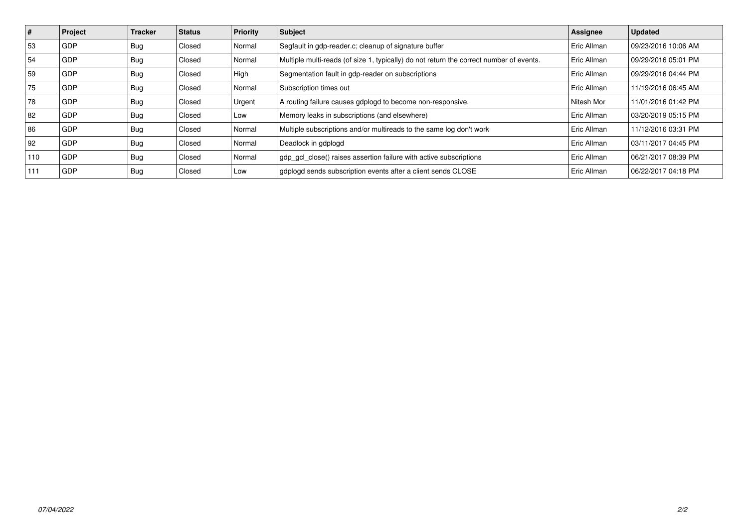| # | Project | Tracker | Status | Priority | Subject | Assignee | Updated |
|---|---|---|---|---|---|---|---|
| 53 | GDP | Bug | Closed | Normal | Segfault in gdp-reader.c; cleanup of signature buffer | Eric Allman | 09/23/2016 10:06 AM |
| 54 | GDP | Bug | Closed | Normal | Multiple multi-reads (of size 1, typically) do not return the correct number of events. | Eric Allman | 09/29/2016 05:01 PM |
| 59 | GDP | Bug | Closed | High | Segmentation fault in gdp-reader on subscriptions | Eric Allman | 09/29/2016 04:44 PM |
| 75 | GDP | Bug | Closed | Normal | Subscription times out | Eric Allman | 11/19/2016 06:45 AM |
| 78 | GDP | Bug | Closed | Urgent | A routing failure causes gdplogd to become non-responsive. | Nitesh Mor | 11/01/2016 01:42 PM |
| 82 | GDP | Bug | Closed | Low | Memory leaks in subscriptions (and elsewhere) | Eric Allman | 03/20/2019 05:15 PM |
| 86 | GDP | Bug | Closed | Normal | Multiple subscriptions and/or multireads to the same log don't work | Eric Allman | 11/12/2016 03:31 PM |
| 92 | GDP | Bug | Closed | Normal | Deadlock in gdplogd | Eric Allman | 03/11/2017 04:45 PM |
| 110 | GDP | Bug | Closed | Normal | gdp_gcl_close() raises assertion failure with active subscriptions | Eric Allman | 06/21/2017 08:39 PM |
| 111 | GDP | Bug | Closed | Low | gdplogd sends subscription events after a client sends CLOSE | Eric Allman | 06/22/2017 04:18 PM |